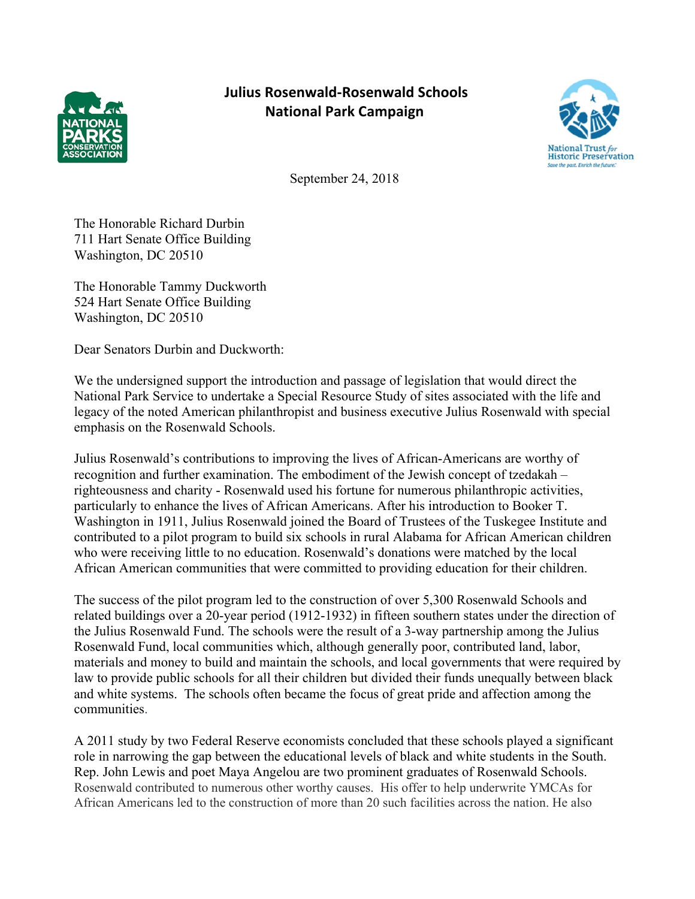## Julius Rosenwald-Rosenwald Schools National Park Campaign

September 24, 2018

The Honorable Richard Durbin
711 Hart Senate Office Building
Washington, DC 20510

The Honorable Tammy Duckworth
524 Hart Senate Office Building
Washington, DC 20510

Dear Senators Durbin and Duckworth:

We the undersigned support the introduction and passage of legislation that would direct the National Park Service to undertake a Special Resource Study of sites associated with the life and legacy of the noted American philanthropist and business executive Julius Rosenwald with special emphasis on the Rosenwald Schools.

Julius Rosenwald's contributions to improving the lives of African-Americans are worthy of recognition and further examination. The embodiment of the Jewish concept of tzedakah – righteousness and charity - Rosenwald used his fortune for numerous philanthropic activities, particularly to enhance the lives of African Americans. After his introduction to Booker T. Washington in 1911, Julius Rosenwald joined the Board of Trustees of the Tuskegee Institute and contributed to a pilot program to build six schools in rural Alabama for African American children who were receiving little to no education. Rosenwald's donations were matched by the local African American communities that were committed to providing education for their children.

The success of the pilot program led to the construction of over 5,300 Rosenwald Schools and related buildings over a 20-year period (1912-1932) in fifteen southern states under the direction of the Julius Rosenwald Fund. The schools were the result of a 3-way partnership among the Julius Rosenwald Fund, local communities which, although generally poor, contributed land, labor, materials and money to build and maintain the schools, and local governments that were required by law to provide public schools for all their children but divided their funds unequally between black and white systems. The schools often became the focus of great pride and affection among the communities.

A 2011 study by two Federal Reserve economists concluded that these schools played a significant role in narrowing the gap between the educational levels of black and white students in the South. Rep. John Lewis and poet Maya Angelou are two prominent graduates of Rosenwald Schools. Rosenwald contributed to numerous other worthy causes. His offer to help underwrite YMCAs for African Americans led to the construction of more than 20 such facilities across the nation. He also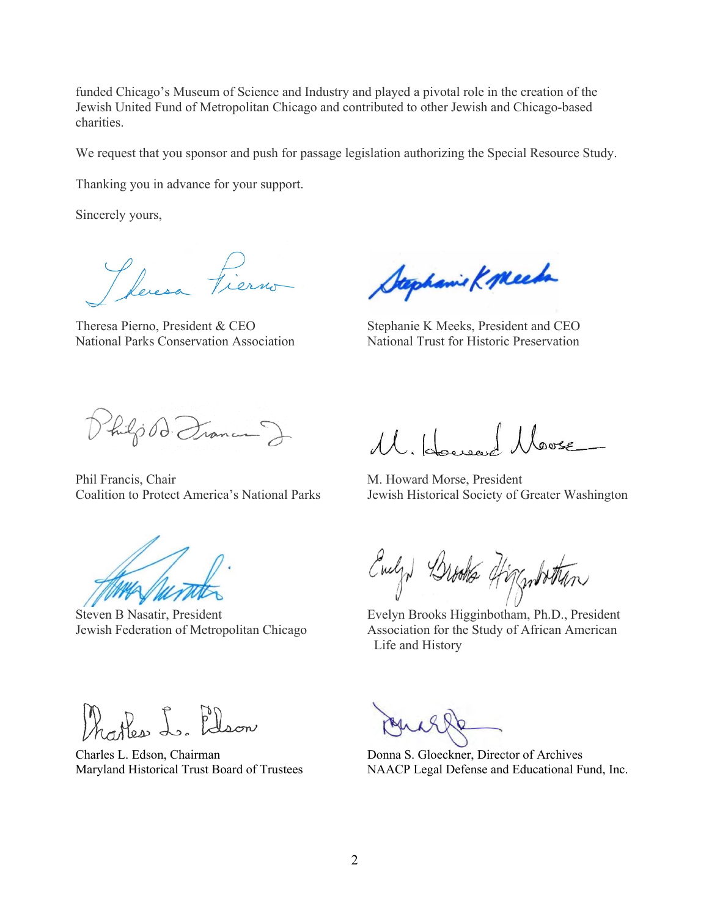funded Chicago's Museum of Science and Industry and played a pivotal role in the creation of the Jewish United Fund of Metropolitan Chicago and contributed to other Jewish and Chicago-based charities.

We request that you sponsor and push for passage legislation authorizing the Special Resource Study.

Thanking you in advance for your support.

Sincerely yours,

Theresa Pierno, President & CEO
National Parks Conservation Association

Stephanie K Meeks, President and CEO
National Trust for Historic Preservation

Phil Francis, Chair
Coalition to Protect America's National Parks

M. Howard Morse, President
Jewish Historical Society of Greater Washington

Steven B Nasatir, President
Jewish Federation of Metropolitan Chicago

Evelyn Brooks Higginbotham, Ph.D., President
Association for the Study of African American Life and History

Charles L. Edson, Chairman
Maryland Historical Trust Board of Trustees

Donna S. Gloeckner, Director of Archives
NAACP Legal Defense and Educational Fund, Inc.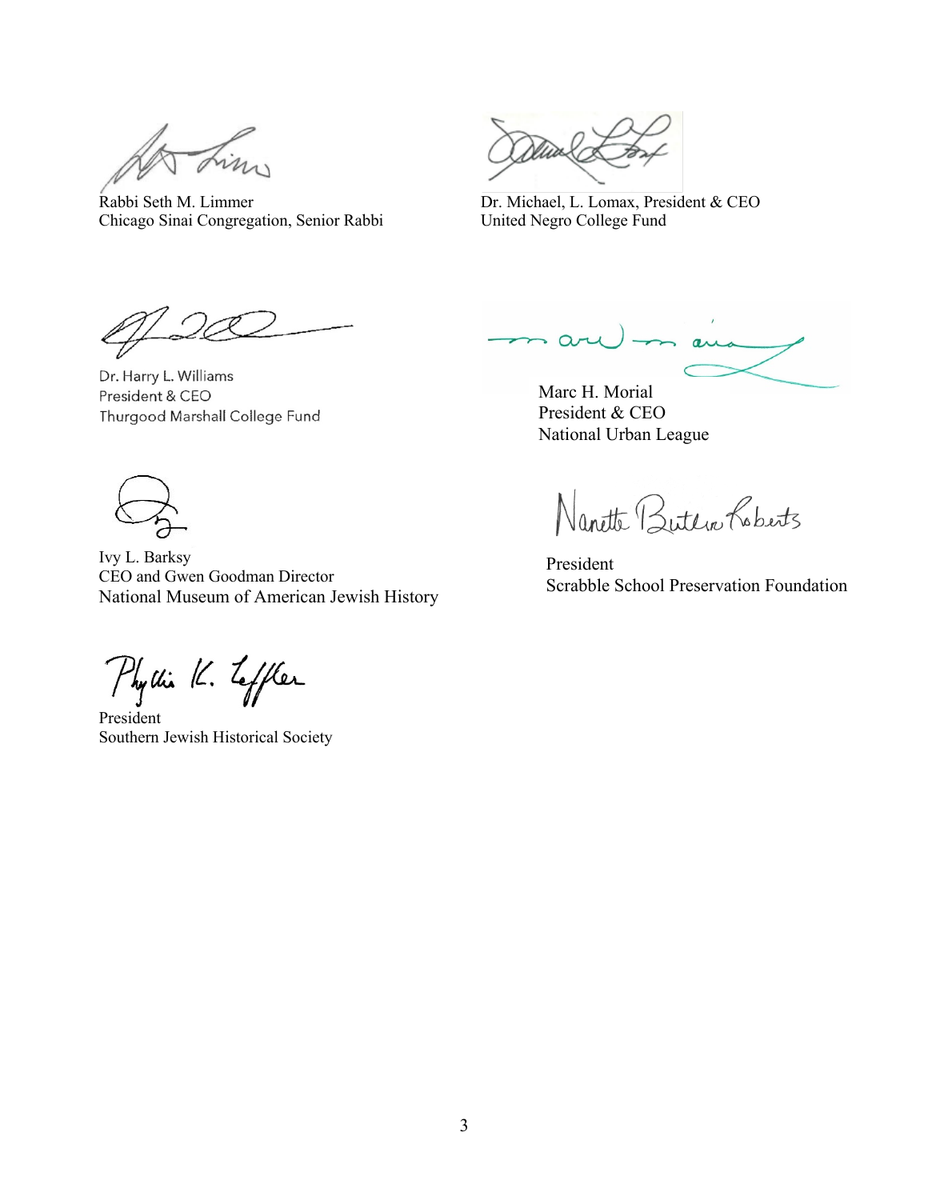Rabbi Seth M. Limmer
Chicago Sinai Congregation, Senior Rabbi

Dr. Michael, L. Lomax, President & CEO
United Negro College Fund

Dr. Harry L. Williams
President & CEO
Thurgood Marshall College Fund

Marc H. Morial
President & CEO
National Urban League

Ivy L. Barksy
CEO and Gwen Goodman Director
National Museum of American Jewish History

Nanette Butler Roberts

President
Scrabble School Preservation Foundation

Phyllis K. Leffler

President
Southern Jewish Historical Society